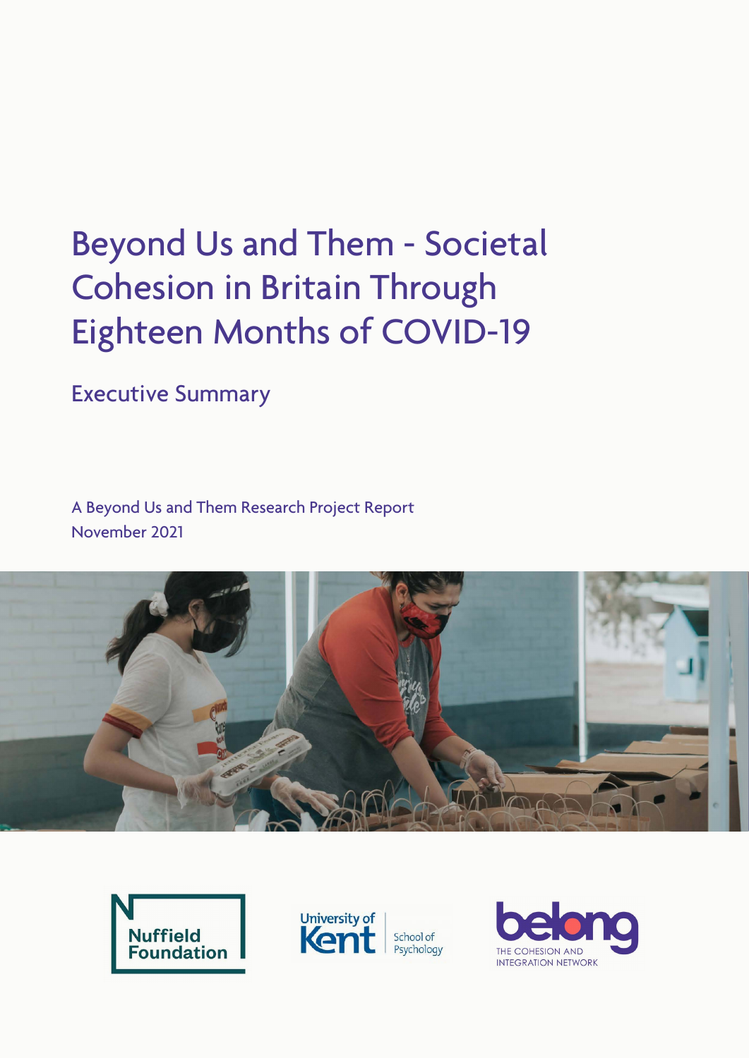# Beyond Us and Them - Societal Cohesion in Britain Through Eighteen Months of COVID-19

## Executive Summary

A Beyond Us and Them Research Project Report
November 2021

Nuffield Foundation

University of Kent School of Psychology

belong THE COHESION AND INTEGRATION NETWORK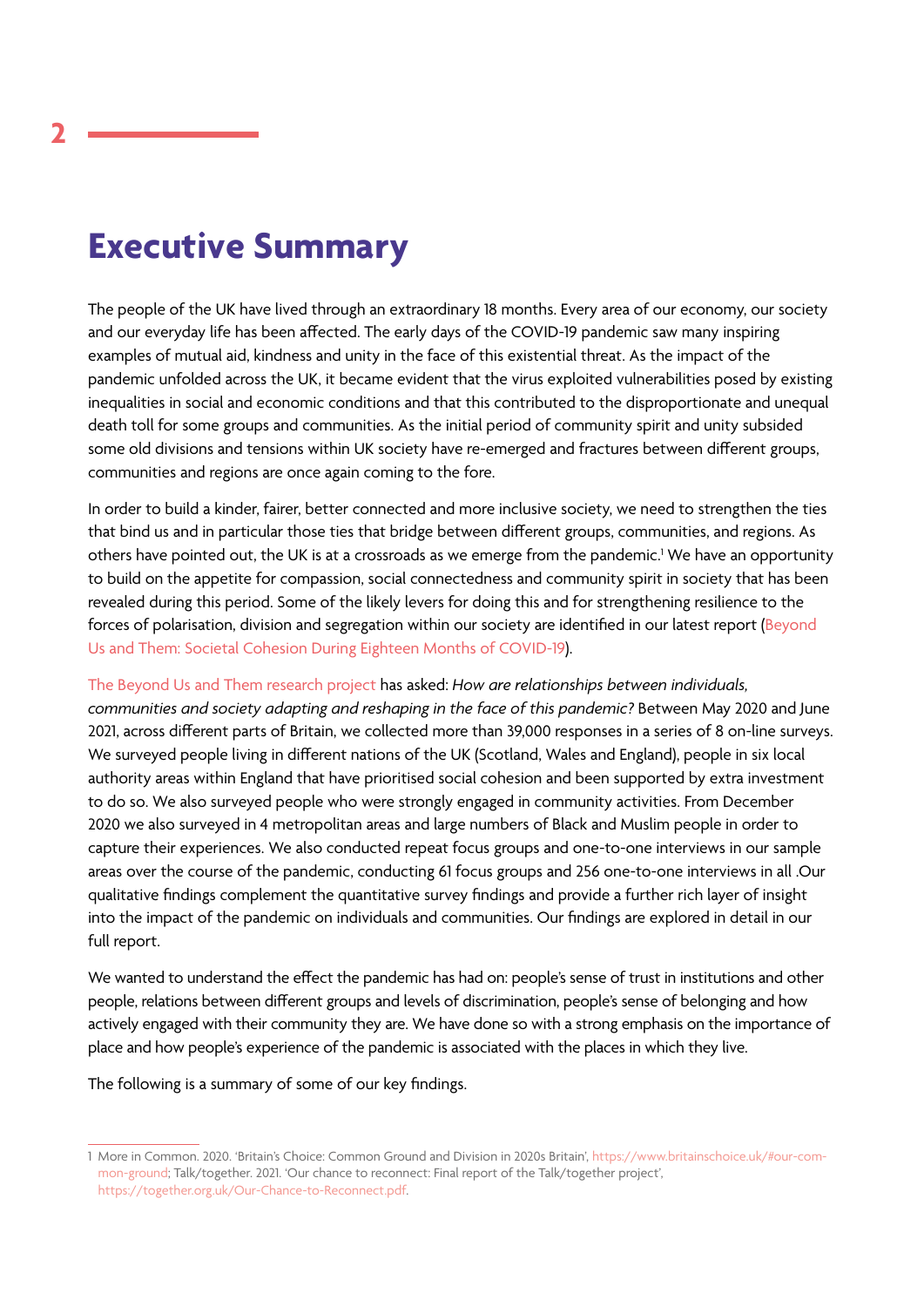# Executive Summary

The people of the UK have lived through an extraordinary 18 months. Every area of our economy, our society and our everyday life has been affected. The early days of the COVID-19 pandemic saw many inspiring examples of mutual aid, kindness and unity in the face of this existential threat. As the impact of the pandemic unfolded across the UK, it became evident that the virus exploited vulnerabilities posed by existing inequalities in social and economic conditions and that this contributed to the disproportionate and unequal death toll for some groups and communities. As the initial period of community spirit and unity subsided some old divisions and tensions within UK society have re-emerged and fractures between different groups, communities and regions are once again coming to the fore.

In order to build a kinder, fairer, better connected and more inclusive society, we need to strengthen the ties that bind us and in particular those ties that bridge between different groups, communities, and regions. As others have pointed out, the UK is at a crossroads as we emerge from the pandemic.[1] We have an opportunity to build on the appetite for compassion, social connectedness and community spirit in society that has been revealed during this period. Some of the likely levers for doing this and for strengthening resilience to the forces of polarisation, division and segregation within our society are identified in our latest report (Beyond Us and Them: Societal Cohesion During Eighteen Months of COVID-19).

The Beyond Us and Them research project has asked: *How are relationships between individuals, communities and society adapting and reshaping in the face of this pandemic?* Between May 2020 and June 2021, across different parts of Britain, we collected more than 39,000 responses in a series of 8 on-line surveys. We surveyed people living in different nations of the UK (Scotland, Wales and England), people in six local authority areas within England that have prioritised social cohesion and been supported by extra investment to do so. We also surveyed people who were strongly engaged in community activities. From December 2020 we also surveyed in 4 metropolitan areas and large numbers of Black and Muslim people in order to capture their experiences. We also conducted repeat focus groups and one-to-one interviews in our sample areas over the course of the pandemic, conducting 61 focus groups and 256 one-to-one interviews in all .Our qualitative findings complement the quantitative survey findings and provide a further rich layer of insight into the impact of the pandemic on individuals and communities. Our findings are explored in detail in our full report.

We wanted to understand the effect the pandemic has had on: people's sense of trust in institutions and other people, relations between different groups and levels of discrimination, people's sense of belonging and how actively engaged with their community they are. We have done so with a strong emphasis on the importance of place and how people's experience of the pandemic is associated with the places in which they live.

The following is a summary of some of our key findings.

---

1 More in Common. 2020. 'Britain's Choice: Common Ground and Division in 2020s Britain', https://www.britainschoice.uk/#our-common-ground; Talk/together. 2021. 'Our chance to reconnect: Final report of the Talk/together project', https://together.org.uk/Our-Chance-to-Reconnect.pdf.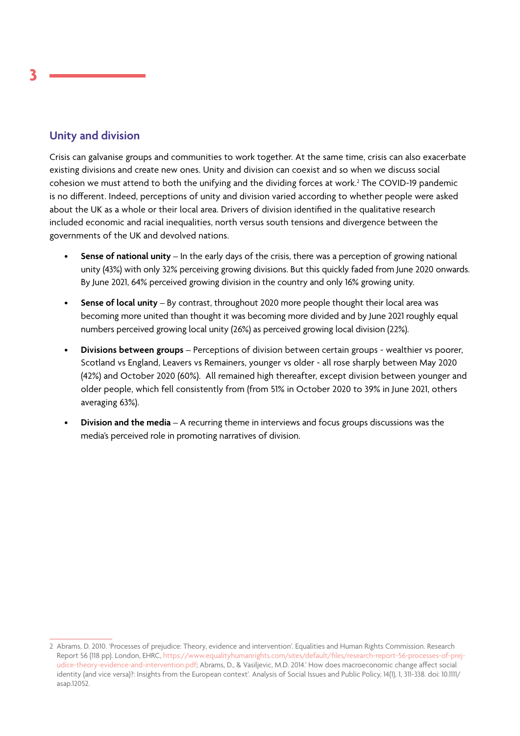## Unity and division

Crisis can galvanise groups and communities to work together. At the same time, crisis can also exacerbate existing divisions and create new ones. Unity and division can coexist and so when we discuss social cohesion we must attend to both the unifying and the dividing forces at work.[2] The COVID-19 pandemic is no different. Indeed, perceptions of unity and division varied according to whether people were asked about the UK as a whole or their local area. Drivers of division identified in the qualitative research included economic and racial inequalities, north versus south tensions and divergence between the governments of the UK and devolved nations.

- **Sense of national unity** – In the early days of the crisis, there was a perception of growing national unity (43%) with only 32% perceiving growing divisions. But this quickly faded from June 2020 onwards. By June 2021, 64% perceived growing division in the country and only 16% growing unity.
- **Sense of local unity** – By contrast, throughout 2020 more people thought their local area was becoming more united than thought it was becoming more divided and by June 2021 roughly equal numbers perceived growing local unity (26%) as perceived growing local division (22%).
- **Divisions between groups** – Perceptions of division between certain groups - wealthier vs poorer, Scotland vs England, Leavers vs Remainers, younger vs older - all rose sharply between May 2020 (42%) and October 2020 (60%). All remained high thereafter, except division between younger and older people, which fell consistently from (from 51% in October 2020 to 39% in June 2021, others averaging 63%).
- **Division and the media** – A recurring theme in interviews and focus groups discussions was the media's perceived role in promoting narratives of division.

---

2 Abrams, D. 2010. 'Processes of prejudice: Theory, evidence and intervention'. Equalities and Human Rights Commission. Research Report 56 (118 pp). London, EHRC, https://www.equalityhumanrights.com/sites/default/files/research-report-56-processes-of-prejudice-theory-evidence-and-intervention.pdf; Abrams, D., & Vasiljevic, M.D. 2014.' How does macroeconomic change affect social identity (and vice versa)?: Insights from the European context'. Analysis of Social Issues and Public Policy, 14(1), 1, 311-338. doi: 10.1111/asap.12052.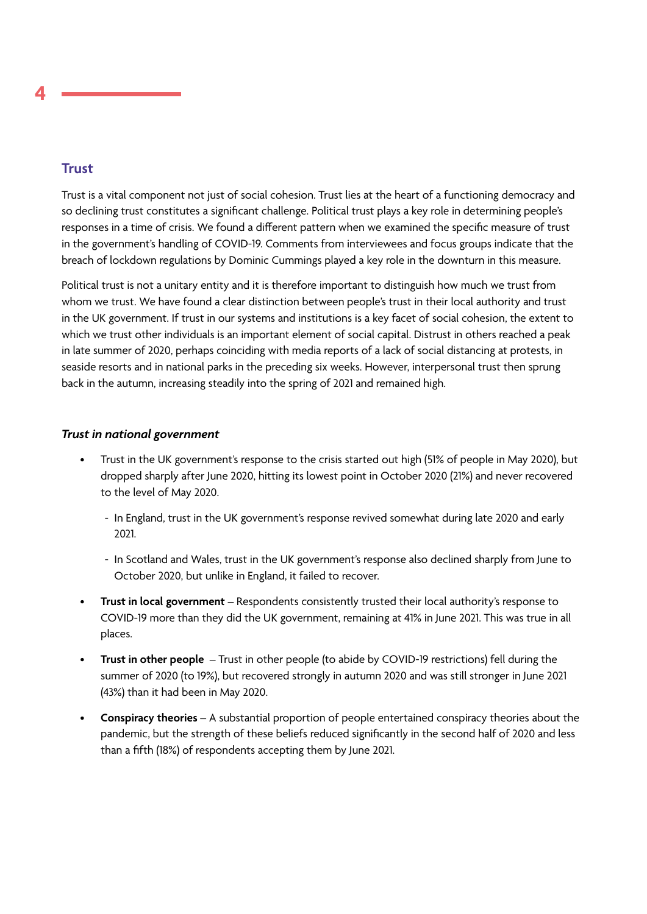# 4

## Trust

Trust is a vital component not just of social cohesion. Trust lies at the heart of a functioning democracy and so declining trust constitutes a significant challenge. Political trust plays a key role in determining people's responses in a time of crisis. We found a different pattern when we examined the specific measure of trust in the government's handling of COVID-19. Comments from interviewees and focus groups indicate that the breach of lockdown regulations by Dominic Cummings played a key role in the downturn in this measure.

Political trust is not a unitary entity and it is therefore important to distinguish how much we trust from whom we trust. We have found a clear distinction between people's trust in their local authority and trust in the UK government. If trust in our systems and institutions is a key facet of social cohesion, the extent to which we trust other individuals is an important element of social capital. Distrust in others reached a peak in late summer of 2020, perhaps coinciding with media reports of a lack of social distancing at protests, in seaside resorts and in national parks in the preceding six weeks. However, interpersonal trust then sprung back in the autumn, increasing steadily into the spring of 2021 and remained high.

### *Trust in national government*

- Trust in the UK government's response to the crisis started out high (51% of people in May 2020), but dropped sharply after June 2020, hitting its lowest point in October 2020 (21%) and never recovered to the level of May 2020.
  - In England, trust in the UK government's response revived somewhat during late 2020 and early 2021.
  - In Scotland and Wales, trust in the UK government's response also declined sharply from June to October 2020, but unlike in England, it failed to recover.
- **Trust in local government** – Respondents consistently trusted their local authority's response to COVID-19 more than they did the UK government, remaining at 41% in June 2021. This was true in all places.
- **Trust in other people** – Trust in other people (to abide by COVID-19 restrictions) fell during the summer of 2020 (to 19%), but recovered strongly in autumn 2020 and was still stronger in June 2021 (43%) than it had been in May 2020.
- **Conspiracy theories** – A substantial proportion of people entertained conspiracy theories about the pandemic, but the strength of these beliefs reduced significantly in the second half of 2020 and less than a fifth (18%) of respondents accepting them by June 2021.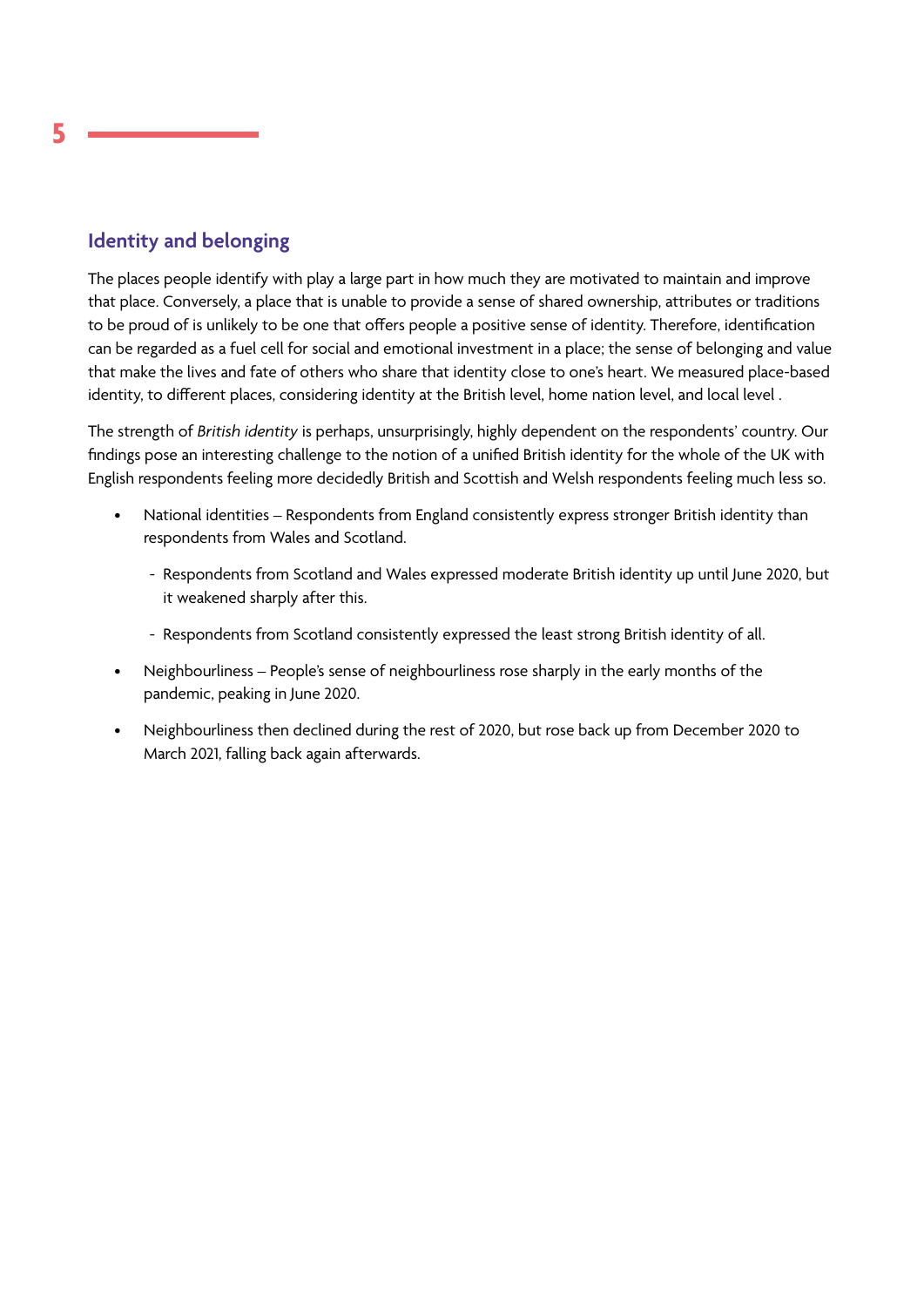## Identity and belonging

The places people identify with play a large part in how much they are motivated to maintain and improve that place. Conversely, a place that is unable to provide a sense of shared ownership, attributes or traditions to be proud of is unlikely to be one that offers people a positive sense of identity. Therefore, identification can be regarded as a fuel cell for social and emotional investment in a place; the sense of belonging and value that make the lives and fate of others who share that identity close to one's heart. We measured place-based identity, to different places, considering identity at the British level, home nation level, and local level .

The strength of *British identity* is perhaps, unsurprisingly, highly dependent on the respondents' country. Our findings pose an interesting challenge to the notion of a unified British identity for the whole of the UK with English respondents feeling more decidedly British and Scottish and Welsh respondents feeling much less so.

- National identities – Respondents from England consistently express stronger British identity than respondents from Wales and Scotland.
  - Respondents from Scotland and Wales expressed moderate British identity up until June 2020, but it weakened sharply after this.
  - Respondents from Scotland consistently expressed the least strong British identity of all.
- Neighbourliness – People's sense of neighbourliness rose sharply in the early months of the pandemic, peaking in June 2020.
- Neighbourliness then declined during the rest of 2020, but rose back up from December 2020 to March 2021, falling back again afterwards.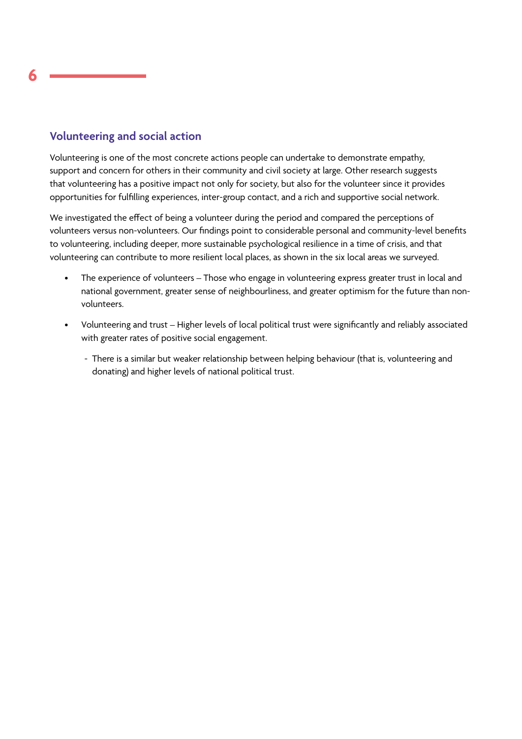## Volunteering and social action

Volunteering is one of the most concrete actions people can undertake to demonstrate empathy, support and concern for others in their community and civil society at large. Other research suggests that volunteering has a positive impact not only for society, but also for the volunteer since it provides opportunities for fulfilling experiences, inter-group contact, and a rich and supportive social network.

We investigated the effect of being a volunteer during the period and compared the perceptions of volunteers versus non-volunteers. Our findings point to considerable personal and community-level benefits to volunteering, including deeper, more sustainable psychological resilience in a time of crisis, and that volunteering can contribute to more resilient local places, as shown in the six local areas we surveyed.

- The experience of volunteers – Those who engage in volunteering express greater trust in local and national government, greater sense of neighbourliness, and greater optimism for the future than non-volunteers.
- Volunteering and trust – Higher levels of local political trust were significantly and reliably associated with greater rates of positive social engagement.
  - There is a similar but weaker relationship between helping behaviour (that is, volunteering and donating) and higher levels of national political trust.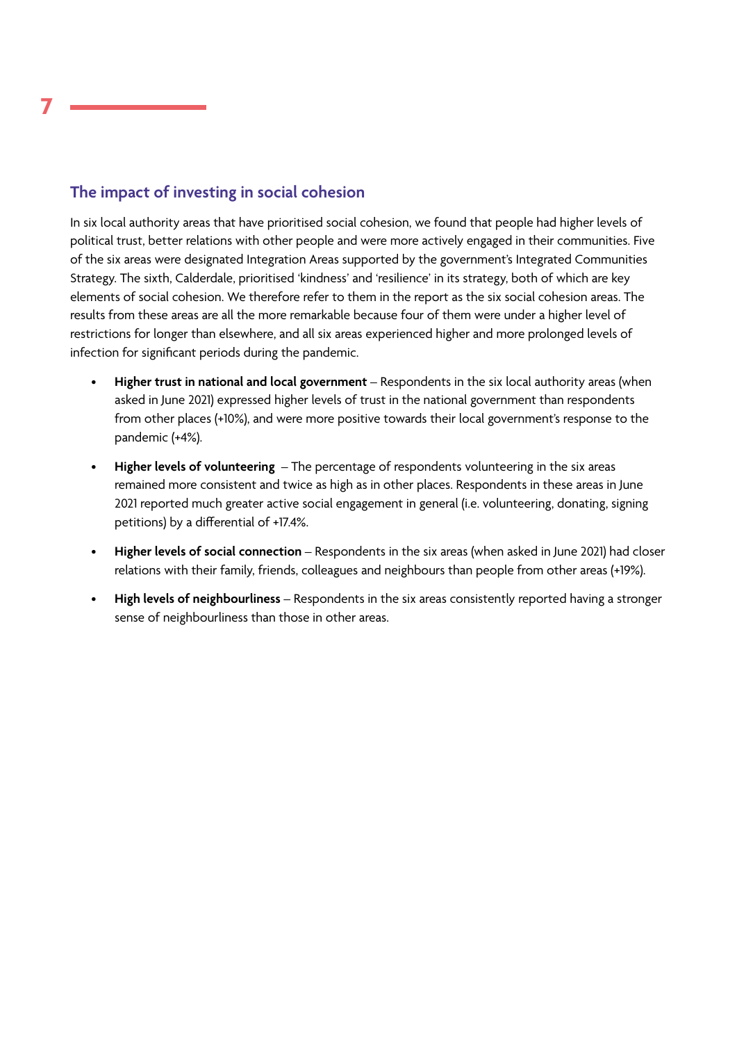## The impact of investing in social cohesion

In six local authority areas that have prioritised social cohesion, we found that people had higher levels of political trust, better relations with other people and were more actively engaged in their communities. Five of the six areas were designated Integration Areas supported by the government's Integrated Communities Strategy. The sixth, Calderdale, prioritised 'kindness' and 'resilience' in its strategy, both of which are key elements of social cohesion. We therefore refer to them in the report as the six social cohesion areas. The results from these areas are all the more remarkable because four of them were under a higher level of restrictions for longer than elsewhere, and all six areas experienced higher and more prolonged levels of infection for significant periods during the pandemic.

- **Higher trust in national and local government** – Respondents in the six local authority areas (when asked in June 2021) expressed higher levels of trust in the national government than respondents from other places (+10%), and were more positive towards their local government's response to the pandemic (+4%).
- **Higher levels of volunteering** – The percentage of respondents volunteering in the six areas remained more consistent and twice as high as in other places. Respondents in these areas in June 2021 reported much greater active social engagement in general (i.e. volunteering, donating, signing petitions) by a differential of +17.4%.
- **Higher levels of social connection** – Respondents in the six areas (when asked in June 2021) had closer relations with their family, friends, colleagues and neighbours than people from other areas (+19%).
- **High levels of neighbourliness** – Respondents in the six areas consistently reported having a stronger sense of neighbourliness than those in other areas.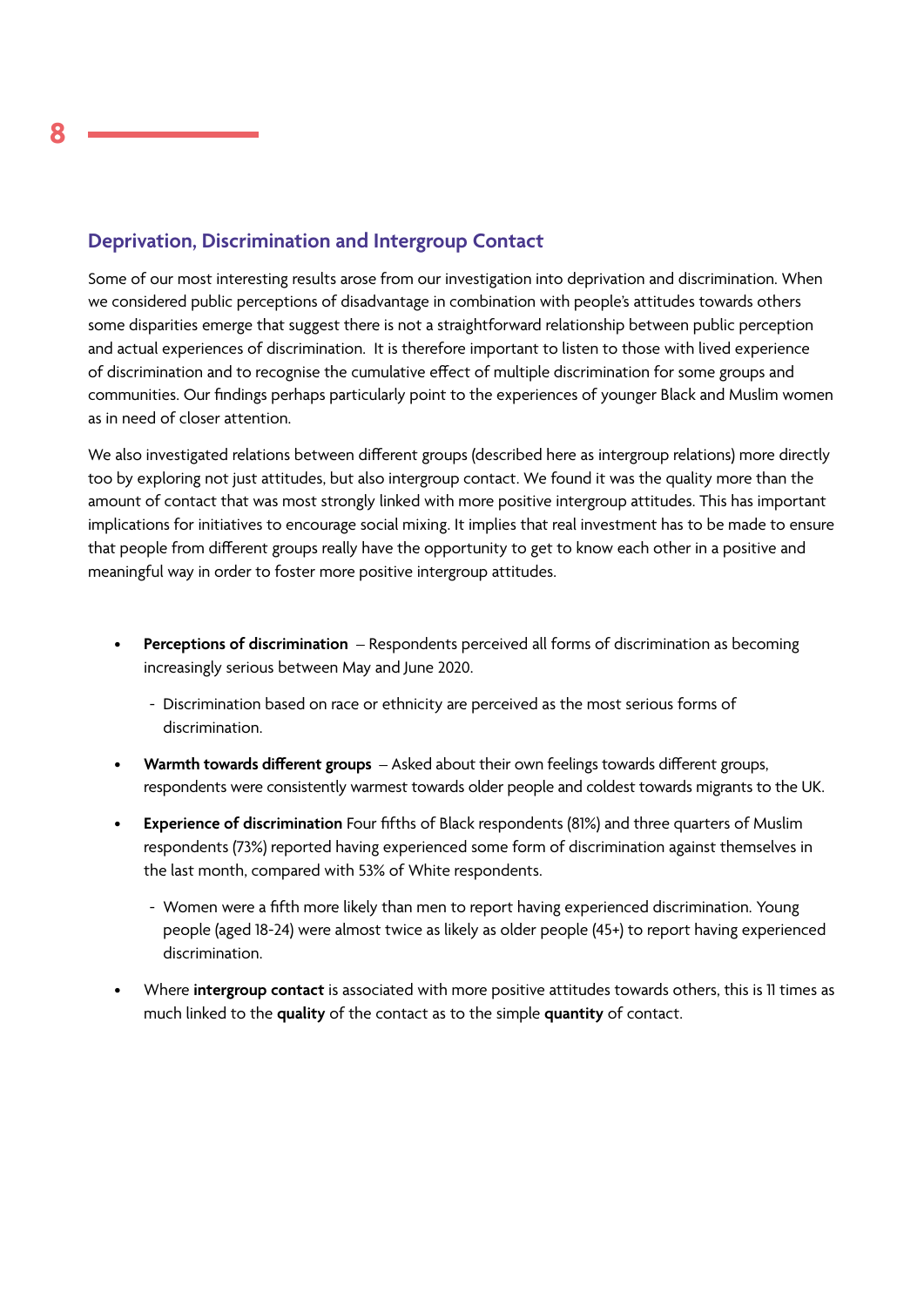## Deprivation, Discrimination and Intergroup Contact

Some of our most interesting results arose from our investigation into deprivation and discrimination. When we considered public perceptions of disadvantage in combination with people's attitudes towards others some disparities emerge that suggest there is not a straightforward relationship between public perception and actual experiences of discrimination. It is therefore important to listen to those with lived experience of discrimination and to recognise the cumulative effect of multiple discrimination for some groups and communities. Our findings perhaps particularly point to the experiences of younger Black and Muslim women as in need of closer attention.

We also investigated relations between different groups (described here as intergroup relations) more directly too by exploring not just attitudes, but also intergroup contact. We found it was the quality more than the amount of contact that was most strongly linked with more positive intergroup attitudes. This has important implications for initiatives to encourage social mixing. It implies that real investment has to be made to ensure that people from different groups really have the opportunity to get to know each other in a positive and meaningful way in order to foster more positive intergroup attitudes.

- **Perceptions of discrimination** – Respondents perceived all forms of discrimination as becoming increasingly serious between May and June 2020.
    - Discrimination based on race or ethnicity are perceived as the most serious forms of discrimination.
- **Warmth towards different groups** – Asked about their own feelings towards different groups, respondents were consistently warmest towards older people and coldest towards migrants to the UK.
- **Experience of discrimination** Four fifths of Black respondents (81%) and three quarters of Muslim respondents (73%) reported having experienced some form of discrimination against themselves in the last month, compared with 53% of White respondents.
    - Women were a fifth more likely than men to report having experienced discrimination. Young people (aged 18-24) were almost twice as likely as older people (45+) to report having experienced discrimination.
- Where **intergroup contact** is associated with more positive attitudes towards others, this is 11 times as much linked to the **quality** of the contact as to the simple **quantity** of contact.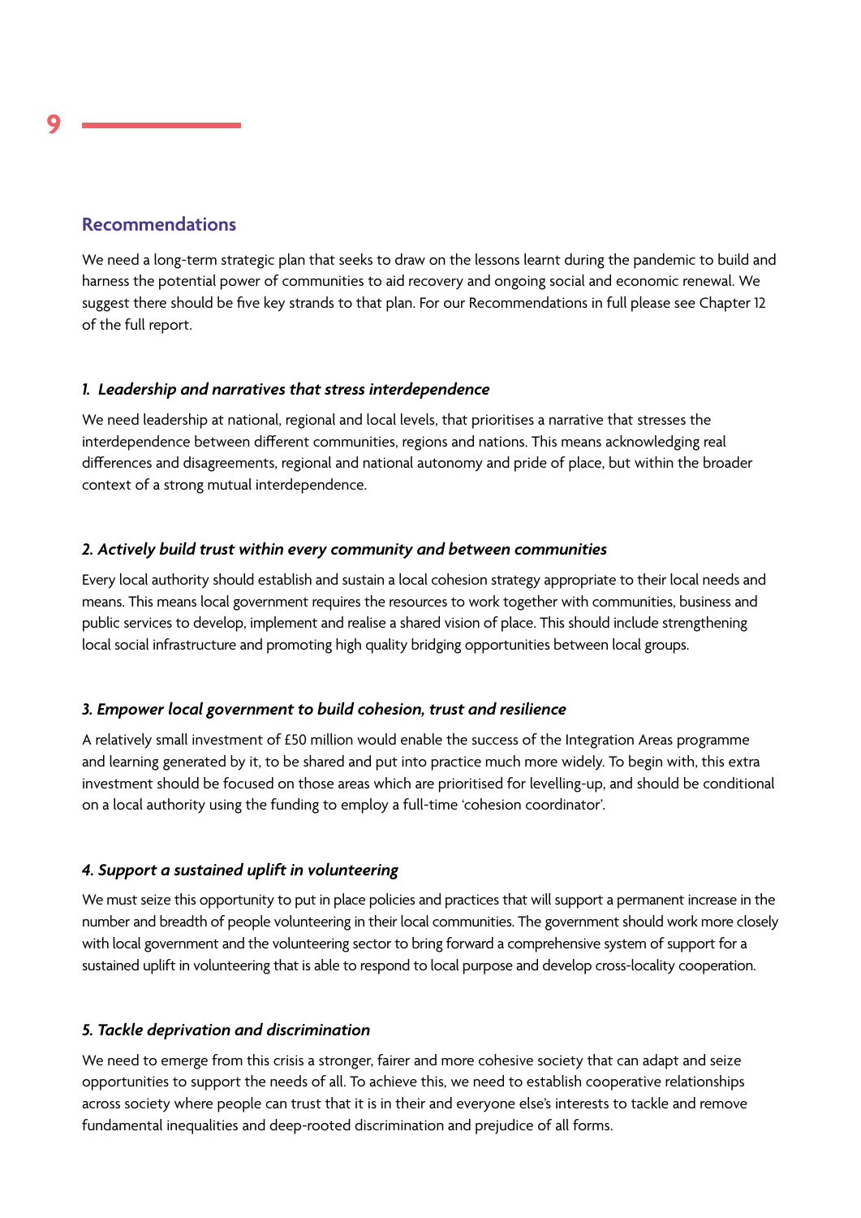## Recommendations

We need a long-term strategic plan that seeks to draw on the lessons learnt during the pandemic to build and harness the potential power of communities to aid recovery and ongoing social and economic renewal. We suggest there should be five key strands to that plan. For our Recommendations in full please see Chapter 12 of the full report.

### *1. Leadership and narratives that stress interdependence*

We need leadership at national, regional and local levels, that prioritises a narrative that stresses the interdependence between different communities, regions and nations. This means acknowledging real differences and disagreements, regional and national autonomy and pride of place, but within the broader context of a strong mutual interdependence.

### *2. Actively build trust within every community and between communities*

Every local authority should establish and sustain a local cohesion strategy appropriate to their local needs and means. This means local government requires the resources to work together with communities, business and public services to develop, implement and realise a shared vision of place. This should include strengthening local social infrastructure and promoting high quality bridging opportunities between local groups.

### *3. Empower local government to build cohesion, trust and resilience*

A relatively small investment of £50 million would enable the success of the Integration Areas programme and learning generated by it, to be shared and put into practice much more widely. To begin with, this extra investment should be focused on those areas which are prioritised for levelling-up, and should be conditional on a local authority using the funding to employ a full-time 'cohesion coordinator'.

### *4. Support a sustained uplift in volunteering*

We must seize this opportunity to put in place policies and practices that will support a permanent increase in the number and breadth of people volunteering in their local communities. The government should work more closely with local government and the volunteering sector to bring forward a comprehensive system of support for a sustained uplift in volunteering that is able to respond to local purpose and develop cross-locality cooperation.

### *5. Tackle deprivation and discrimination*

We need to emerge from this crisis a stronger, fairer and more cohesive society that can adapt and seize opportunities to support the needs of all. To achieve this, we need to establish cooperative relationships across society where people can trust that it is in their and everyone else's interests to tackle and remove fundamental inequalities and deep-rooted discrimination and prejudice of all forms.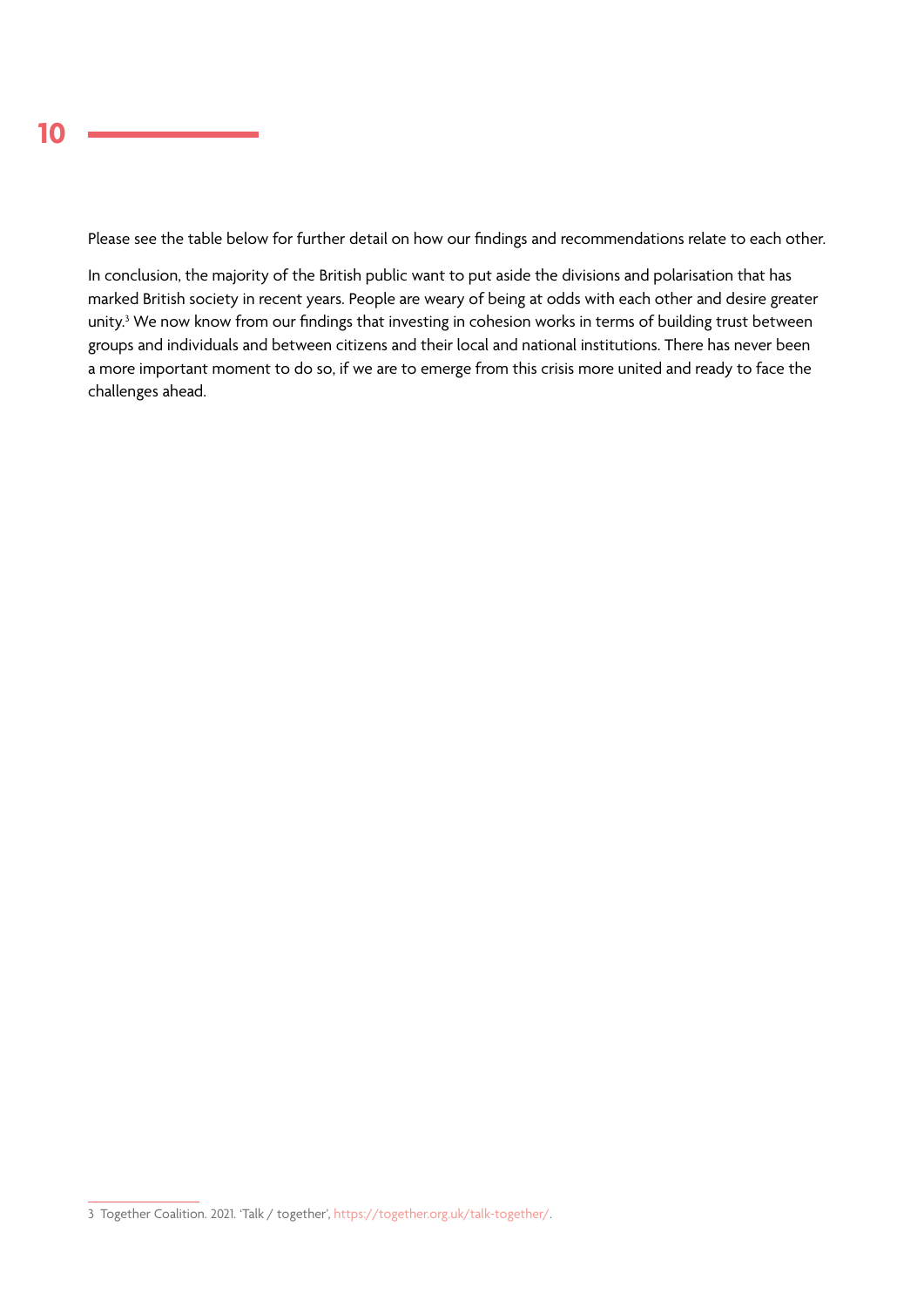Please see the table below for further detail on how our findings and recommendations relate to each other.

In conclusion, the majority of the British public want to put aside the divisions and polarisation that has marked British society in recent years. People are weary of being at odds with each other and desire greater unity.[3] We now know from our findings that investing in cohesion works in terms of building trust between groups and individuals and between citizens and their local and national institutions. There has never been a more important moment to do so, if we are to emerge from this crisis more united and ready to face the challenges ahead.

---

3 Together Coalition. 2021. 'Talk / together', https://together.org.uk/talk-together/.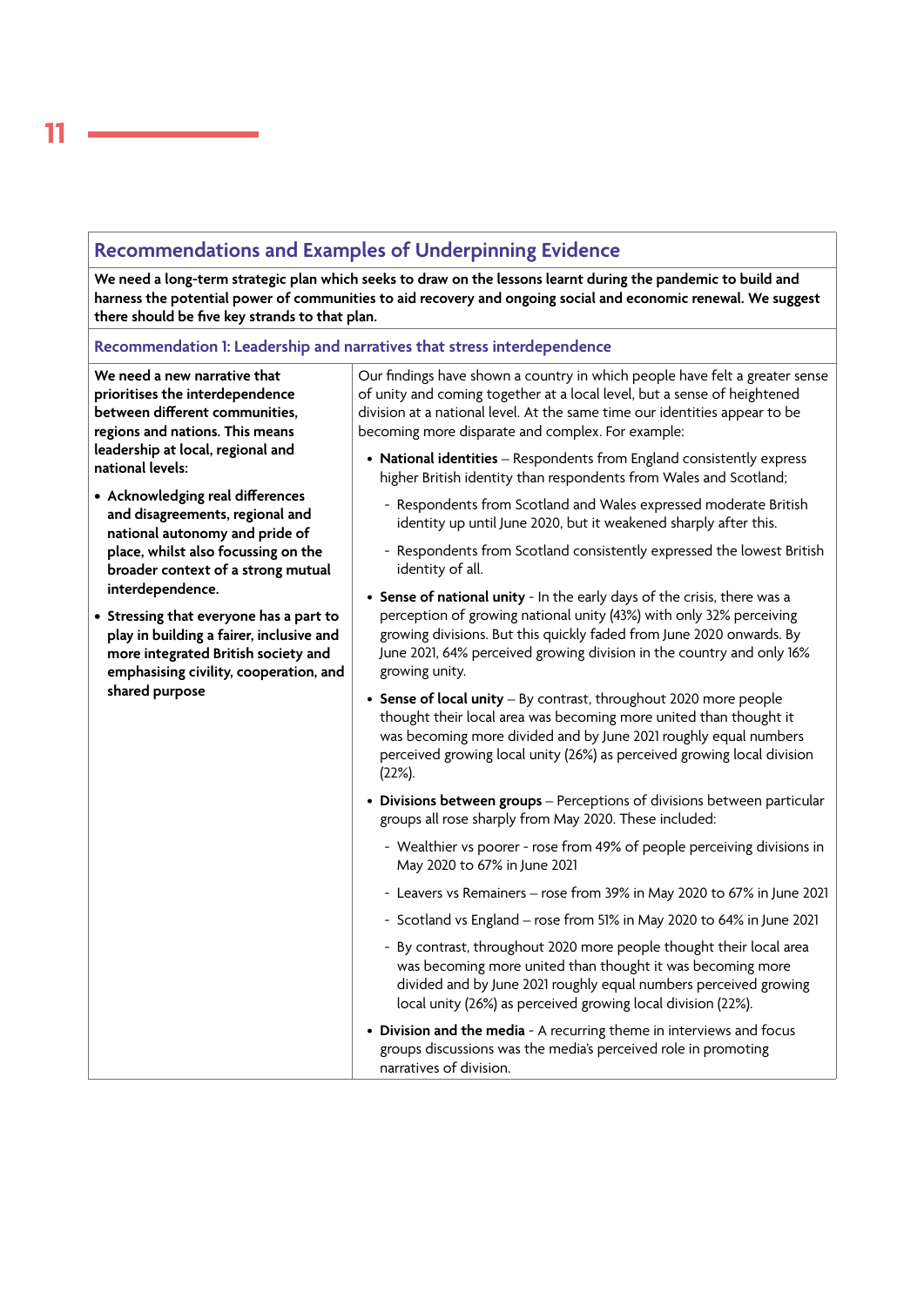## Recommendations and Examples of Underpinning Evidence

**We need a long-term strategic plan which seeks to draw on the lessons learnt during the pandemic to build and harness the potential power of communities to aid recovery and ongoing social and economic renewal. We suggest there should be five key strands to that plan.**

### Recommendation 1: Leadership and narratives that stress interdependence

**We need a new narrative that prioritises the interdependence between different communities, regions and nations. This means leadership at local, regional and national levels:**

- **Acknowledging real differences and disagreements, regional and national autonomy and pride of place, whilst also focussing on the broader context of a strong mutual interdependence.**
- **Stressing that everyone has a part to play in building a fairer, inclusive and more integrated British society and emphasising civility, cooperation, and shared purpose**

Our findings have shown a country in which people have felt a greater sense of unity and coming together at a local level, but a sense of heightened division at a national level. At the same time our identities appear to be becoming more disparate and complex. For example:

- **National identities** – Respondents from England consistently express higher British identity than respondents from Wales and Scotland;
  - Respondents from Scotland and Wales expressed moderate British identity up until June 2020, but it weakened sharply after this.
  - Respondents from Scotland consistently expressed the lowest British identity of all.
- **Sense of national unity** - In the early days of the crisis, there was a perception of growing national unity (43%) with only 32% perceiving growing divisions. But this quickly faded from June 2020 onwards. By June 2021, 64% perceived growing division in the country and only 16% growing unity.
- **Sense of local unity** – By contrast, throughout 2020 more people thought their local area was becoming more united than thought it was becoming more divided and by June 2021 roughly equal numbers perceived growing local unity (26%) as perceived growing local division (22%).
- **Divisions between groups** – Perceptions of divisions between particular groups all rose sharply from May 2020. These included:
  - Wealthier vs poorer - rose from 49% of people perceiving divisions in May 2020 to 67% in June 2021
  - Leavers vs Remainers – rose from 39% in May 2020 to 67% in June 2021
  - Scotland vs England – rose from 51% in May 2020 to 64% in June 2021
  - By contrast, throughout 2020 more people thought their local area was becoming more united than thought it was becoming more divided and by June 2021 roughly equal numbers perceived growing local unity (26%) as perceived growing local division (22%).
- **Division and the media** - A recurring theme in interviews and focus groups discussions was the media's perceived role in promoting narratives of division.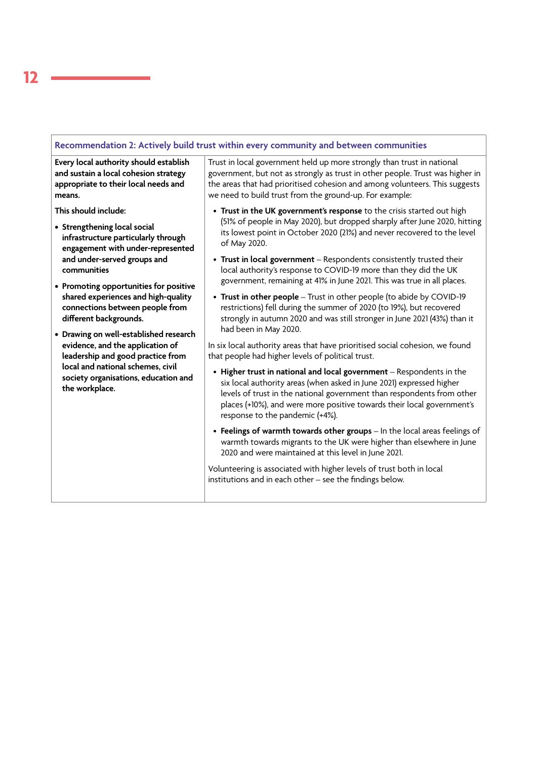| Recommendation 2: Actively build trust within every community and between communities | |
|---|---|
| **Every local authority should establish and sustain a local cohesion strategy appropriate to their local needs and means.**<br><br>**This should include:**<br><br>• **Strengthening local social infrastructure particularly through engagement with under-represented and under-served groups and communities**<br><br>• **Promoting opportunities for positive shared experiences and high-quality connections between people from different backgrounds.**<br><br>• **Drawing on well-established research evidence, and the application of leadership and good practice from local and national schemes, civil society organisations, education and the workplace.** | Trust in local government held up more strongly than trust in national government, but not as strongly as trust in other people. Trust was higher in the areas that had prioritised cohesion and among volunteers. This suggests we need to build trust from the ground-up. For example:<br><br>• **Trust in the UK government's response** to the crisis started out high (51% of people in May 2020), but dropped sharply after June 2020, hitting its lowest point in October 2020 (21%) and never recovered to the level of May 2020.<br><br>• **Trust in local government** – Respondents consistently trusted their local authority's response to COVID-19 more than they did the UK government, remaining at 41% in June 2021. This was true in all places.<br><br>• **Trust in other people** – Trust in other people (to abide by COVID-19 restrictions) fell during the summer of 2020 (to 19%), but recovered strongly in autumn 2020 and was still stronger in June 2021 (43%) than it had been in May 2020.<br><br>In six local authority areas that have prioritised social cohesion, we found that people had higher levels of political trust.<br><br>• **Higher trust in national and local government** – Respondents in the six local authority areas (when asked in June 2021) expressed higher levels of trust in the national government than respondents from other places (+10%), and were more positive towards their local government's response to the pandemic (+4%).<br><br>• **Feelings of warmth towards other groups** – In the local areas feelings of warmth towards migrants to the UK were higher than elsewhere in June 2020 and were maintained at this level in June 2021.<br><br>Volunteering is associated with higher levels of trust both in local institutions and in each other – see the findings below. |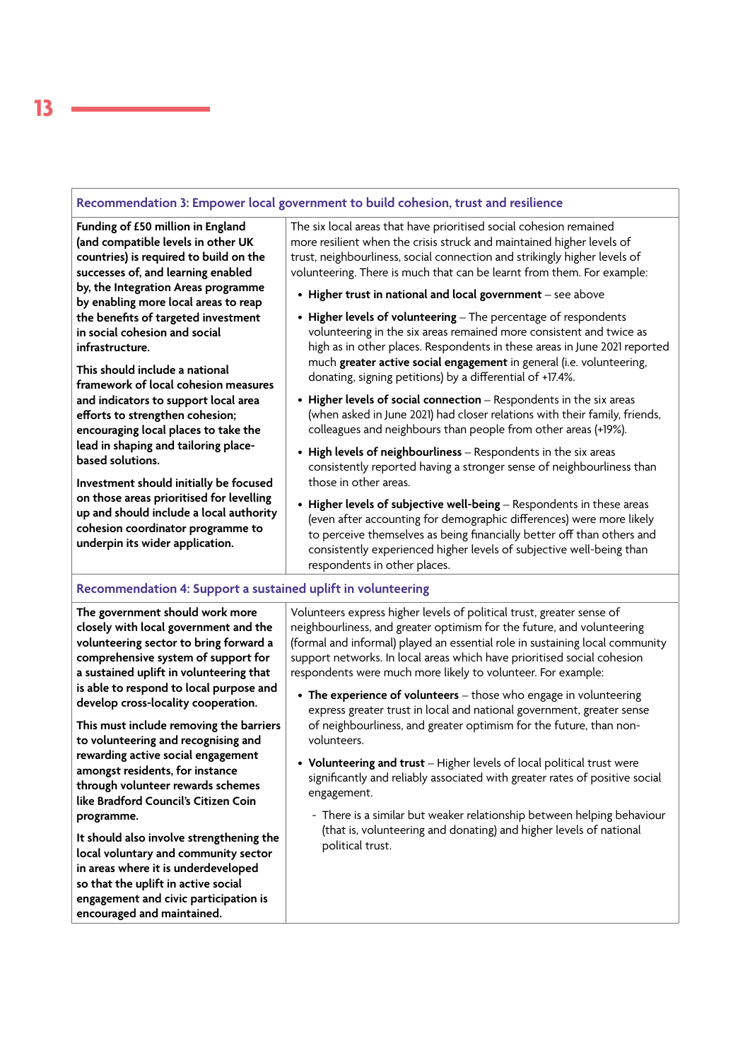### Recommendation 3: Empower local government to build cohesion, trust and resilience

**Funding of £50 million in England (and compatible levels in other UK countries) is required to build on the successes of, and learning enabled by, the Integration Areas programme by enabling more local areas to reap the benefits of targeted investment in social cohesion and social infrastructure.**

**This should include a national framework of local cohesion measures and indicators to support local area efforts to strengthen cohesion; encouraging local places to take the lead in shaping and tailoring place-based solutions.**

**Investment should initially be focused on those areas prioritised for levelling up and should include a local authority cohesion coordinator programme to underpin its wider application.**

The six local areas that have prioritised social cohesion remained more resilient when the crisis struck and maintained higher levels of trust, neighbourliness, social connection and strikingly higher levels of volunteering. There is much that can be learnt from them. For example:

- **Higher trust in national and local government** – see above
- **Higher levels of volunteering** – The percentage of respondents volunteering in the six areas remained more consistent and twice as high as in other places. Respondents in these areas in June 2021 reported much **greater active social engagement** in general (i.e. volunteering, donating, signing petitions) by a differential of +17.4%.
- **Higher levels of social connection** – Respondents in the six areas (when asked in June 2021) had closer relations with their family, friends, colleagues and neighbours than people from other areas (+19%).
- **High levels of neighbourliness** – Respondents in the six areas consistently reported having a stronger sense of neighbourliness than those in other areas.
- **Higher levels of subjective well-being** – Respondents in these areas (even after accounting for demographic differences) were more likely to perceive themselves as being financially better off than others and consistently experienced higher levels of subjective well-being than respondents in other places.

### Recommendation 4: Support a sustained uplift in volunteering

**The government should work more closely with local government and the volunteering sector to bring forward a comprehensive system of support for a sustained uplift in volunteering that is able to respond to local purpose and develop cross-locality cooperation.**

**This must include removing the barriers to volunteering and recognising and rewarding active social engagement amongst residents, for instance through volunteer rewards schemes like Bradford Council's Citizen Coin programme.**

**It should also involve strengthening the local voluntary and community sector in areas where it is underdeveloped so that the uplift in active social engagement and civic participation is encouraged and maintained.**

Volunteers express higher levels of political trust, greater sense of neighbourliness, and greater optimism for the future, and volunteering (formal and informal) played an essential role in sustaining local community support networks. In local areas which have prioritised social cohesion respondents were much more likely to volunteer. For example:

- **The experience of volunteers** – those who engage in volunteering express greater trust in local and national government, greater sense of neighbourliness, and greater optimism for the future, than non-volunteers.
- **Volunteering and trust** – Higher levels of local political trust were significantly and reliably associated with greater rates of positive social engagement.
  - There is a similar but weaker relationship between helping behaviour (that is, volunteering and donating) and higher levels of national political trust.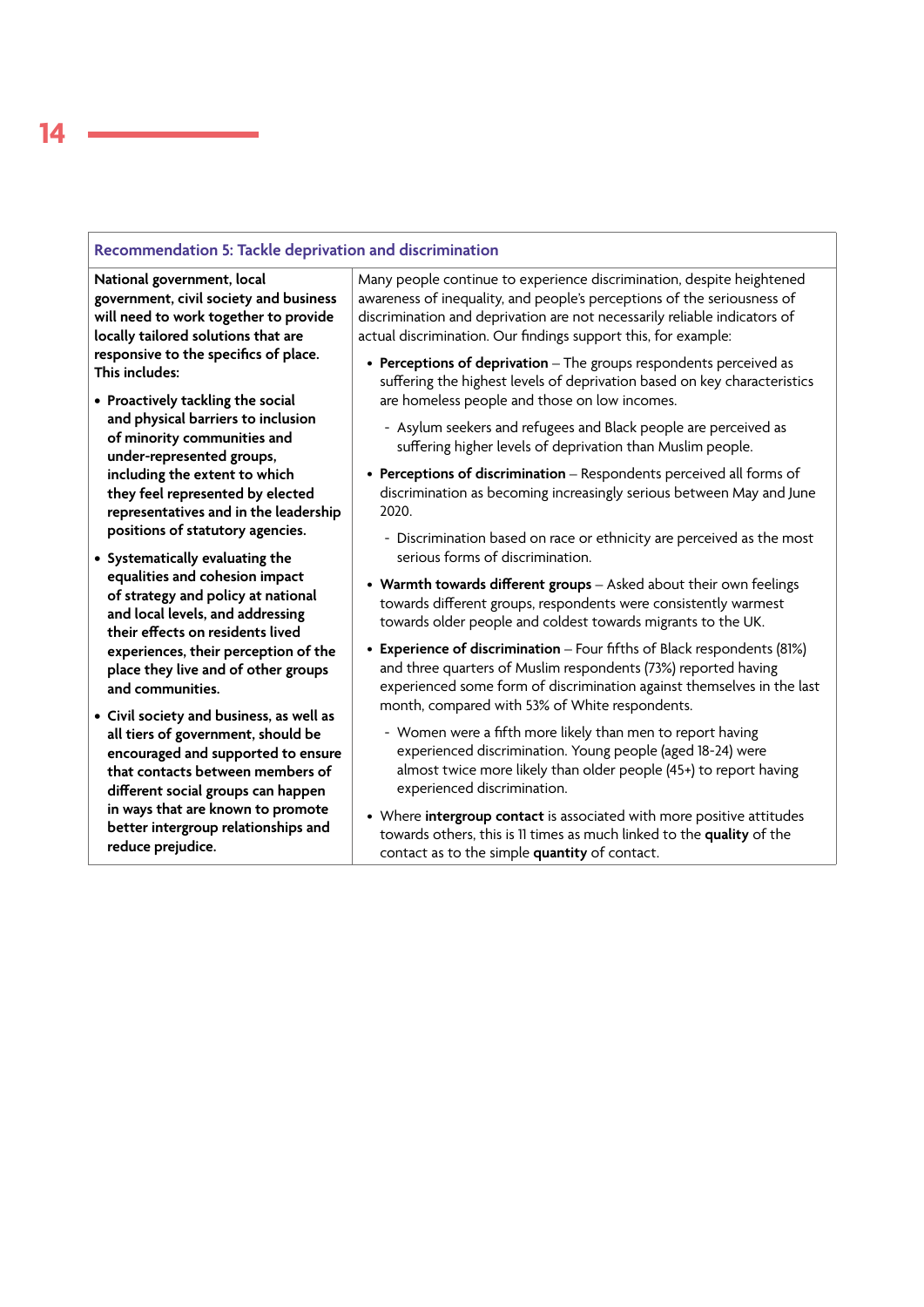| Recommendation 5: Tackle deprivation and discrimination | |
|---|---|
| **National government, local government, civil society and business will need to work together to provide locally tailored solutions that are responsive to the specifics of place. This includes:**<br><br>• **Proactively tackling the social and physical barriers to inclusion of minority communities and under-represented groups, including the extent to which they feel represented by elected representatives and in the leadership positions of statutory agencies.**<br><br>• **Systematically evaluating the equalities and cohesion impact of strategy and policy at national and local levels, and addressing their effects on residents lived experiences, their perception of the place they live and of other groups and communities.**<br><br>• **Civil society and business, as well as all tiers of government, should be encouraged and supported to ensure that contacts between members of different social groups can happen in ways that are known to promote better intergroup relationships and reduce prejudice.** | Many people continue to experience discrimination, despite heightened awareness of inequality, and people's perceptions of the seriousness of discrimination and deprivation are not necessarily reliable indicators of actual discrimination. Our findings support this, for example:<br><br>• **Perceptions of deprivation** – The groups respondents perceived as suffering the highest levels of deprivation based on key characteristics are homeless people and those on low incomes.<br>  - Asylum seekers and refugees and Black people are perceived as suffering higher levels of deprivation than Muslim people.<br><br>• **Perceptions of discrimination** – Respondents perceived all forms of discrimination as becoming increasingly serious between May and June 2020.<br>  - Discrimination based on race or ethnicity are perceived as the most serious forms of discrimination.<br><br>• **Warmth towards different groups** – Asked about their own feelings towards different groups, respondents were consistently warmest towards older people and coldest towards migrants to the UK.<br><br>• **Experience of discrimination** – Four fifths of Black respondents (81%) and three quarters of Muslim respondents (73%) reported having experienced some form of discrimination against themselves in the last month, compared with 53% of White respondents.<br>  - Women were a fifth more likely than men to report having experienced discrimination. Young people (aged 18-24) were almost twice more likely than older people (45+) to report having experienced discrimination.<br><br>• Where **intergroup contact** is associated with more positive attitudes towards others, this is 11 times as much linked to the **quality** of the contact as to the simple **quantity** of contact. |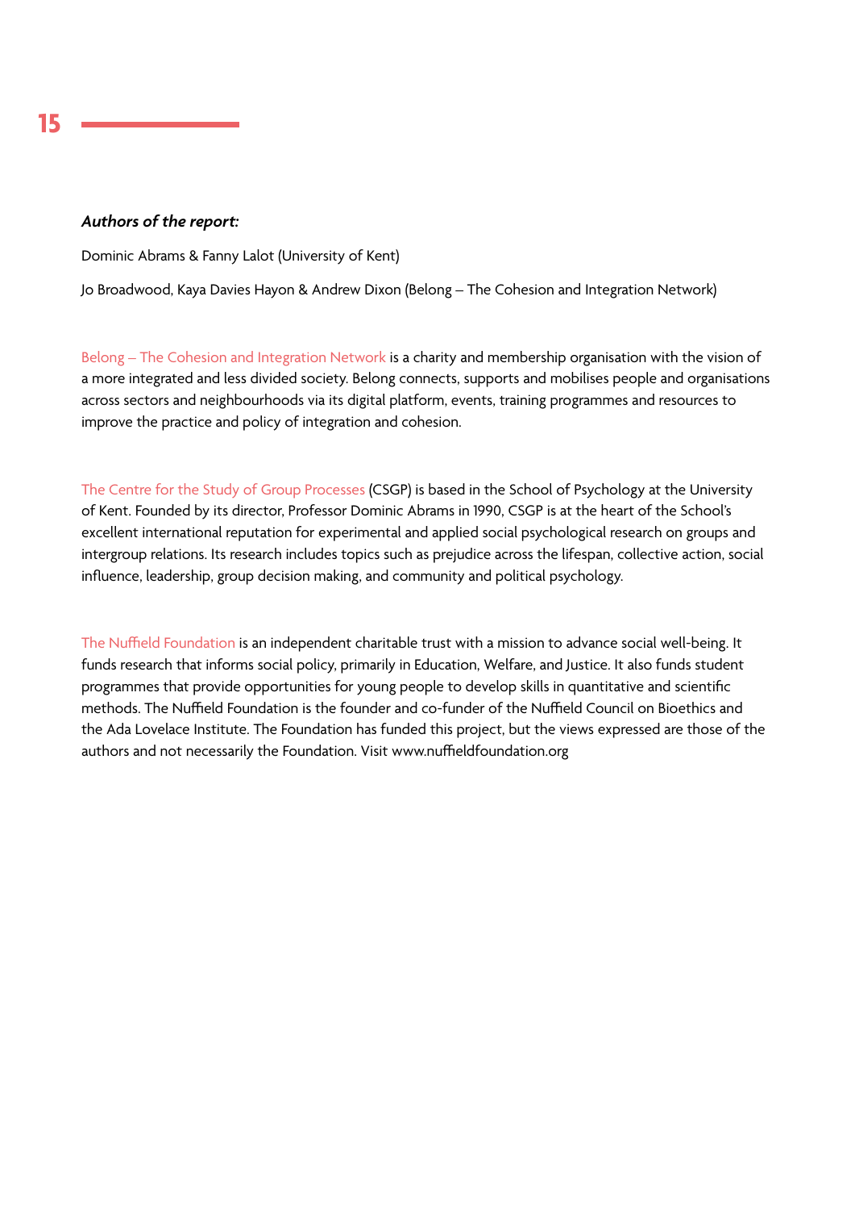***Authors of the report:***

Dominic Abrams & Fanny Lalot (University of Kent)

Jo Broadwood, Kaya Davies Hayon & Andrew Dixon (Belong – The Cohesion and Integration Network)

Belong – The Cohesion and Integration Network is a charity and membership organisation with the vision of a more integrated and less divided society. Belong connects, supports and mobilises people and organisations across sectors and neighbourhoods via its digital platform, events, training programmes and resources to improve the practice and policy of integration and cohesion.

The Centre for the Study of Group Processes (CSGP) is based in the School of Psychology at the University of Kent. Founded by its director, Professor Dominic Abrams in 1990, CSGP is at the heart of the School's excellent international reputation for experimental and applied social psychological research on groups and intergroup relations. Its research includes topics such as prejudice across the lifespan, collective action, social influence, leadership, group decision making, and community and political psychology.

The Nuffield Foundation is an independent charitable trust with a mission to advance social well-being. It funds research that informs social policy, primarily in Education, Welfare, and Justice. It also funds student programmes that provide opportunities for young people to develop skills in quantitative and scientific methods. The Nuffield Foundation is the founder and co-funder of the Nuffield Council on Bioethics and the Ada Lovelace Institute. The Foundation has funded this project, but the views expressed are those of the authors and not necessarily the Foundation. Visit www.nuffieldfoundation.org